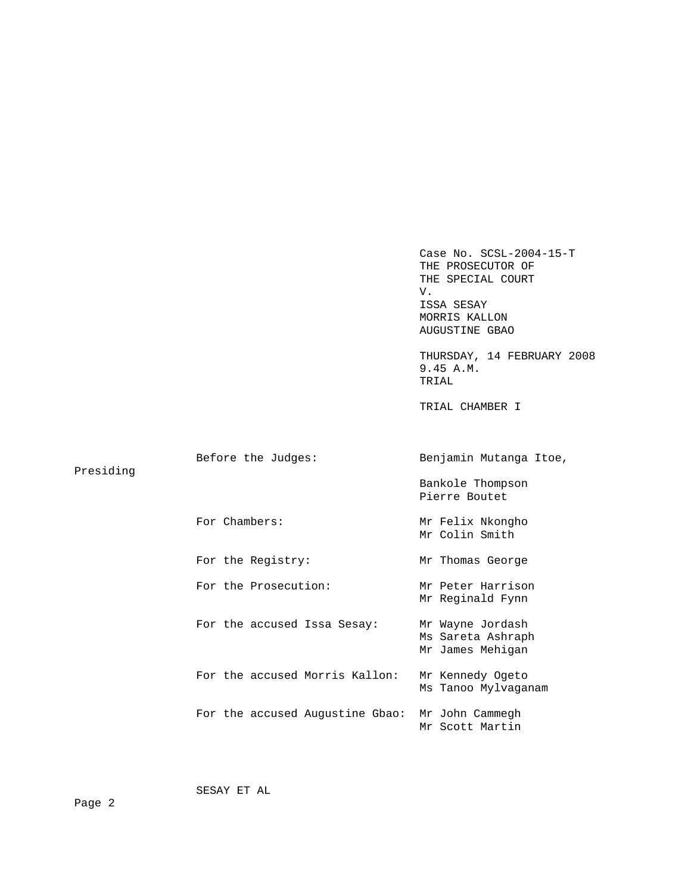Case No. SCSL-2004-15-T
THE PROSECUTOR OF
THE SPECIAL COURT
V.
ISSA SESAY
MORRIS KALLON
AUGUSTINE GBAO

THURSDAY, 14 FEBRUARY 2008
9.45 A.M.
TRIAL

TRIAL CHAMBER I

| | |
|---|---|
| Before the Judges: | Benjamin Mutanga Itoe, Presiding<br>Bankole Thompson<br>Pierre Boutet |
| For Chambers: | Mr Felix Nkongho<br>Mr Colin Smith |
| For the Registry: | Mr Thomas George |
| For the Prosecution: | Mr Peter Harrison<br>Mr Reginald Fynn |
| For the accused Issa Sesay: | Mr Wayne Jordash<br>Ms Sareta Ashraph<br>Mr James Mehigan |
| For the accused Morris Kallon: | Mr Kennedy Ogeto<br>Ms Tanoo Mylvaganam |
| For the accused Augustine Gbao: | Mr John Cammegh<br>Mr Scott Martin |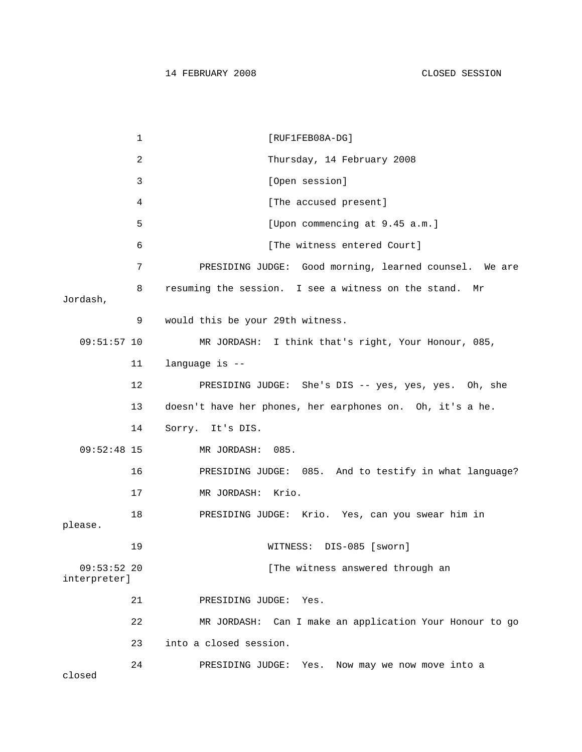1 [RUF1FEB08A-DG]

2 Thursday, 14 February 2008

3 [Open session]

4 [The accused present]

5 [Upon commencing at 9.45 a.m.]

6 [The witness entered Court]

7 PRESIDING JUDGE: Good morning, learned counsel. We are

8 resuming the session. I see a witness on the stand. Mr Jordash,

9 would this be your 29th witness.

09:51:57 10 MR JORDASH: I think that's right, Your Honour, 085,

11 language is --

12 PRESIDING JUDGE: She's DIS -- yes, yes, yes. Oh, she

13 doesn't have her phones, her earphones on. Oh, it's a he.

14 Sorry. It's DIS.

09:52:48 15 MR JORDASH: 085.

16 PRESIDING JUDGE: 085. And to testify in what language?

17 MR JORDASH: Krio.

18 PRESIDING JUDGE: Krio. Yes, can you swear him in please.

19 WITNESS: DIS-085 [sworn]

09:53:52 20 [The witness answered through an interpreter]

21 PRESIDING JUDGE: Yes.

22 MR JORDASH: Can I make an application Your Honour to go

23 into a closed session.

24 PRESIDING JUDGE: Yes. Now may we now move into a closed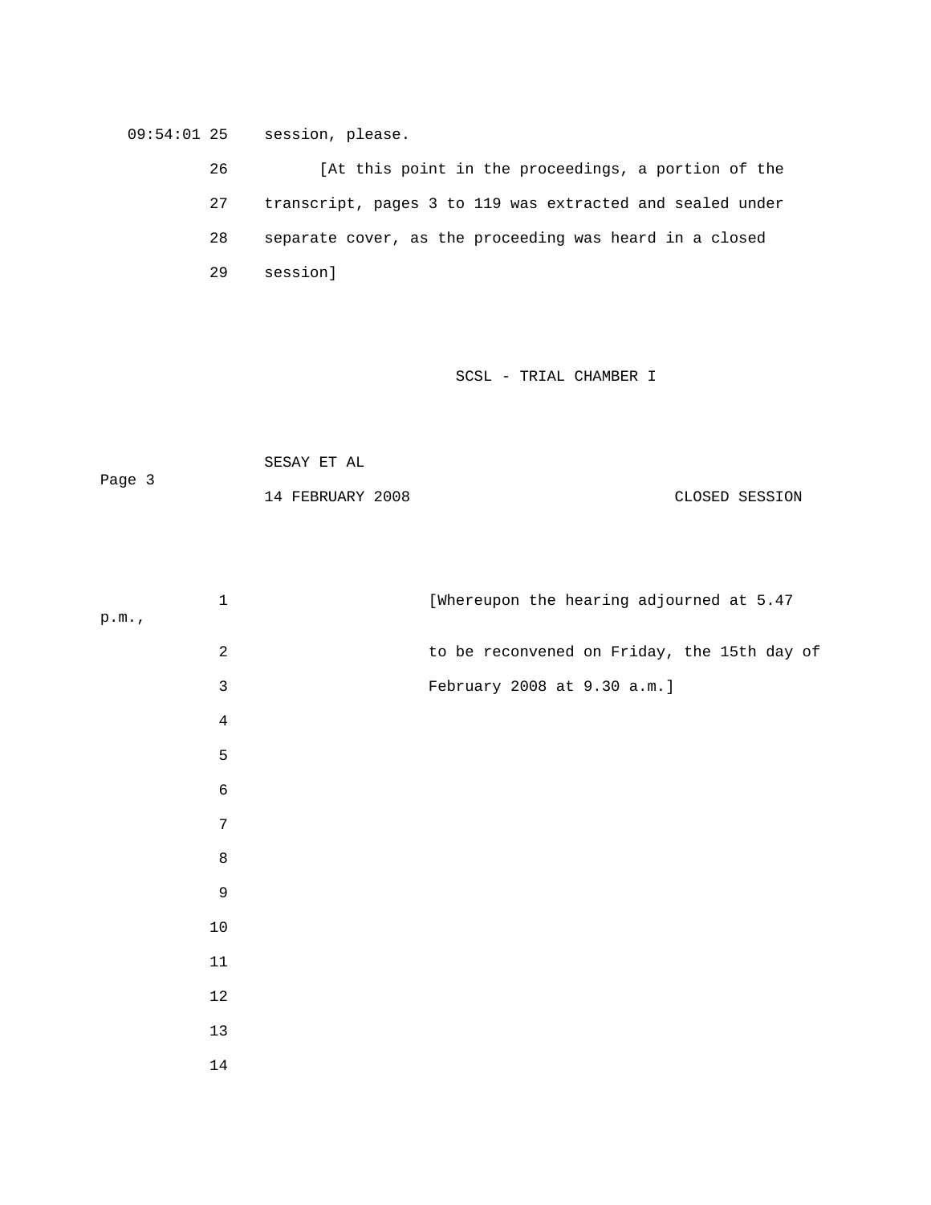session, please.

[At this point in the proceedings, a portion of the transcript, pages 3 to 119 was extracted and sealed under separate cover, as the proceeding was heard in a closed session]

[Whereupon the hearing adjourned at 5.47 p.m., to be reconvened on Friday, the 15th day of February 2008 at 9.30 a.m.]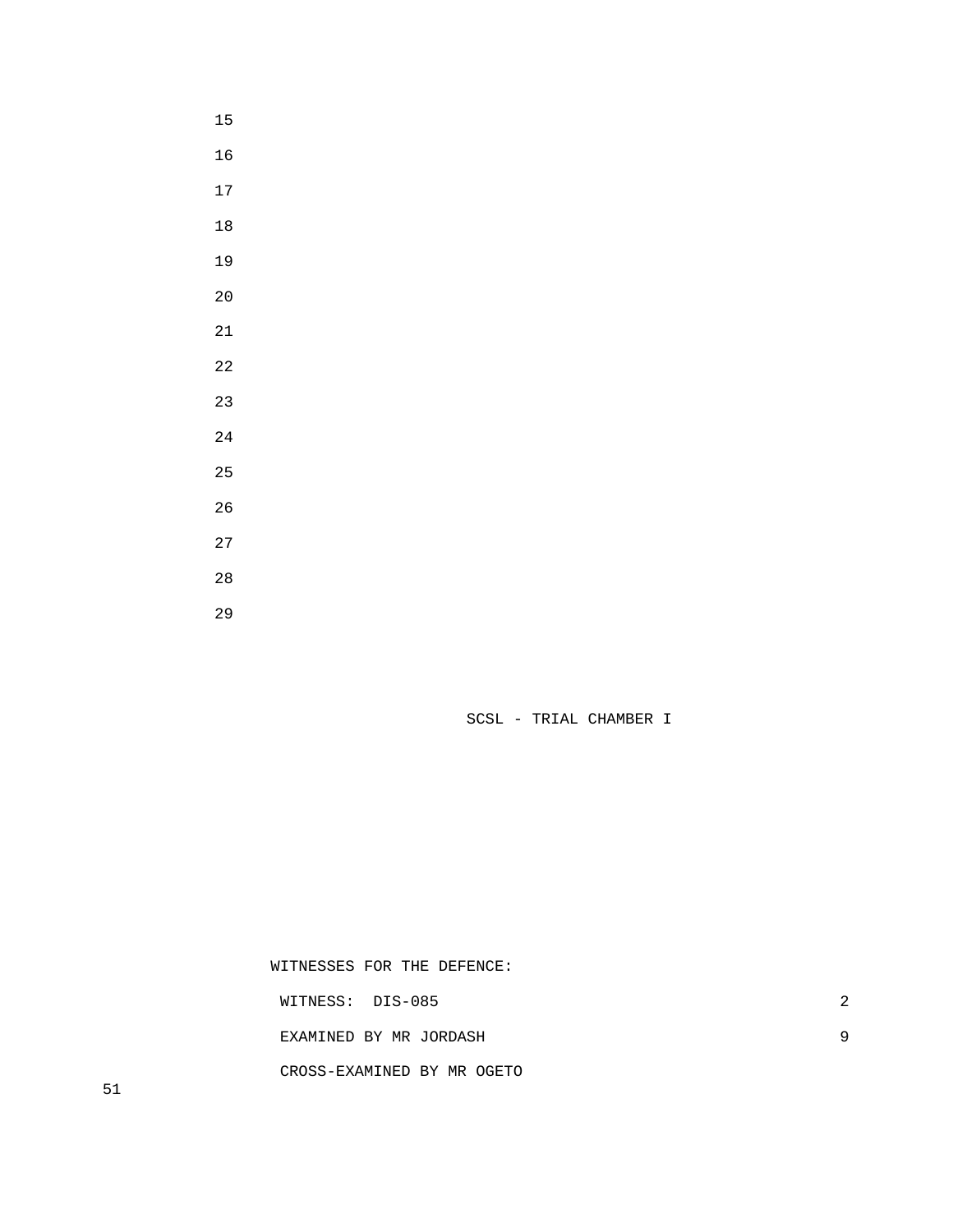SCSL - TRIAL CHAMBER I

WITNESSES FOR THE DEFENCE:

| | |
|---|---|
| WITNESS: DIS-085 | 2 |
| EXAMINED BY MR JORDASH | 9 |
| CROSS-EXAMINED BY MR OGETO | 51 |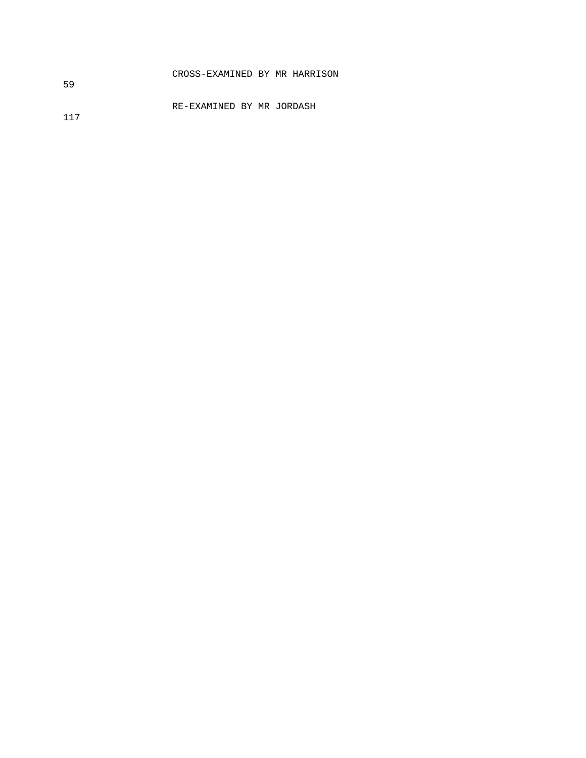CROSS-EXAMINED BY MR HARRISON 59

RE-EXAMINED BY MR JORDASH 117